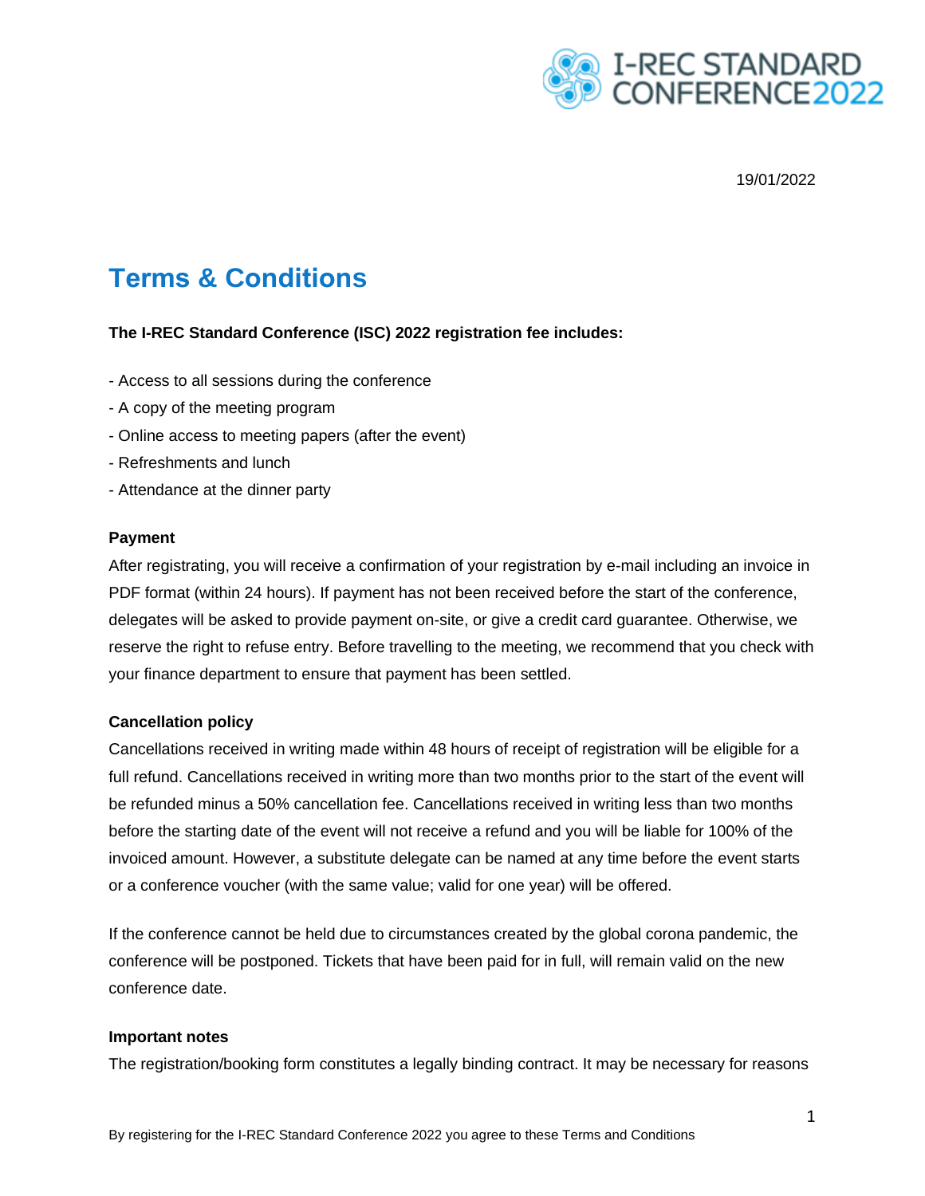19/01/2022

# Terms & Conditions

**The I-REC Standard Conference (ISC) 2022 registration fee includes:**

- Access to all sessions during the conference
- A copy of the meeting program
- Online access to meeting papers (after the event)
- Refreshments and lunch
- Attendance at the dinner party

**Payment**

After registrating, you will receive a confirmation of your registration by e-mail including an invoice in PDF format (within 24 hours). If payment has not been received before the start of the conference, delegates will be asked to provide payment on-site, or give a credit card guarantee. Otherwise, we reserve the right to refuse entry. Before travelling to the meeting, we recommend that you check with your finance department to ensure that payment has been settled.

**Cancellation policy**

Cancellations received in writing made within 48 hours of receipt of registration will be eligible for a full refund. Cancellations received in writing more than two months prior to the start of the event will be refunded minus a 50% cancellation fee. Cancellations received in writing less than two months before the starting date of the event will not receive a refund and you will be liable for 100% of the invoiced amount. However, a substitute delegate can be named at any time before the event starts or a conference voucher (with the same value; valid for one year) will be offered.

If the conference cannot be held due to circumstances created by the global corona pandemic, the conference will be postponed. Tickets that have been paid for in full, will remain valid on the new conference date.

**Important notes**

The registration/booking form constitutes a legally binding contract. It may be necessary for reasons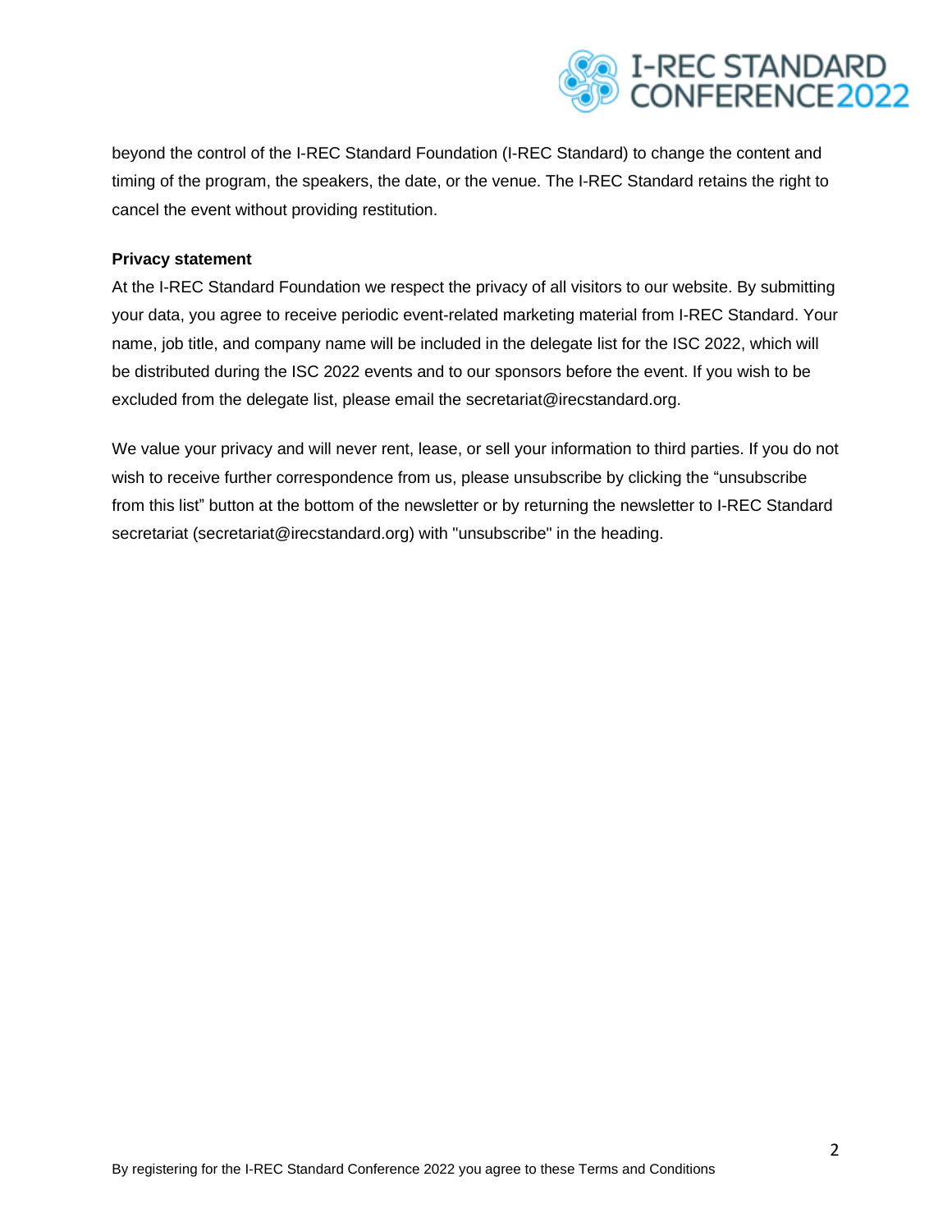beyond the control of the I-REC Standard Foundation (I-REC Standard) to change the content and timing of the program, the speakers, the date, or the venue. The I-REC Standard retains the right to cancel the event without providing restitution.

**Privacy statement**

At the I-REC Standard Foundation we respect the privacy of all visitors to our website. By submitting your data, you agree to receive periodic event-related marketing material from I-REC Standard. Your name, job title, and company name will be included in the delegate list for the ISC 2022, which will be distributed during the ISC 2022 events and to our sponsors before the event. If you wish to be excluded from the delegate list, please email the secretariat@irecstandard.org.

We value your privacy and will never rent, lease, or sell your information to third parties. If you do not wish to receive further correspondence from us, please unsubscribe by clicking the "unsubscribe from this list" button at the bottom of the newsletter or by returning the newsletter to I-REC Standard secretariat (secretariat@irecstandard.org) with "unsubscribe" in the heading.